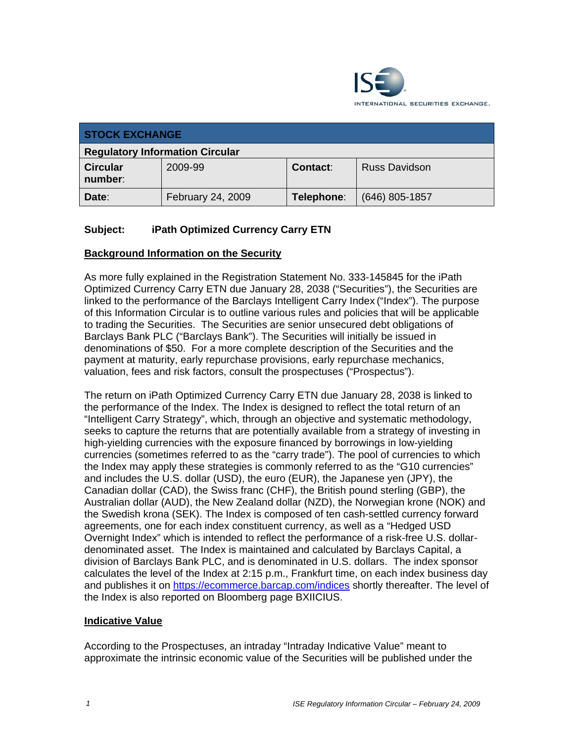INTERNATIONAL SECURITIES EXCHANGE.

| STOCK EXCHANGE | | | |
|---|---|---|---|
| **Regulatory Information Circular** | | | |
| **Circular number**: | 2009-99 | **Contact**: | Russ Davidson |
| **Date**: | February 24, 2009 | **Telephone**: | (646) 805-1857 |

**Subject: iPath Optimized Currency Carry ETN**

## Background Information on the Security

As more fully explained in the Registration Statement No. 333-145845 for the iPath Optimized Currency Carry ETN due January 28, 2038 ("Securities"), the Securities are linked to the performance of the Barclays Intelligent Carry Index ("Index"). The purpose of this Information Circular is to outline various rules and policies that will be applicable to trading the Securities. The Securities are senior unsecured debt obligations of Barclays Bank PLC ("Barclays Bank"). The Securities will initially be issued in denominations of $50. For a more complete description of the Securities and the payment at maturity, early repurchase provisions, early repurchase mechanics, valuation, fees and risk factors, consult the prospectuses ("Prospectus").

The return on iPath Optimized Currency Carry ETN due January 28, 2038 is linked to the performance of the Index. The Index is designed to reflect the total return of an "Intelligent Carry Strategy", which, through an objective and systematic methodology, seeks to capture the returns that are potentially available from a strategy of investing in high-yielding currencies with the exposure financed by borrowings in low-yielding currencies (sometimes referred to as the "carry trade"). The pool of currencies to which the Index may apply these strategies is commonly referred to as the "G10 currencies" and includes the U.S. dollar (USD), the euro (EUR), the Japanese yen (JPY), the Canadian dollar (CAD), the Swiss franc (CHF), the British pound sterling (GBP), the Australian dollar (AUD), the New Zealand dollar (NZD), the Norwegian krone (NOK) and the Swedish krona (SEK). The Index is composed of ten cash-settled currency forward agreements, one for each index constituent currency, as well as a "Hedged USD Overnight Index" which is intended to reflect the performance of a risk-free U.S. dollar-denominated asset. The Index is maintained and calculated by Barclays Capital, a division of Barclays Bank PLC, and is denominated in U.S. dollars. The index sponsor calculates the level of the Index at 2:15 p.m., Frankfurt time, on each index business day and publishes it on https://ecommerce.barcap.com/indices shortly thereafter. The level of the Index is also reported on Bloomberg page BXIICIUS.

## Indicative Value

According to the Prospectuses, an intraday "Intraday Indicative Value" meant to approximate the intrinsic economic value of the Securities will be published under the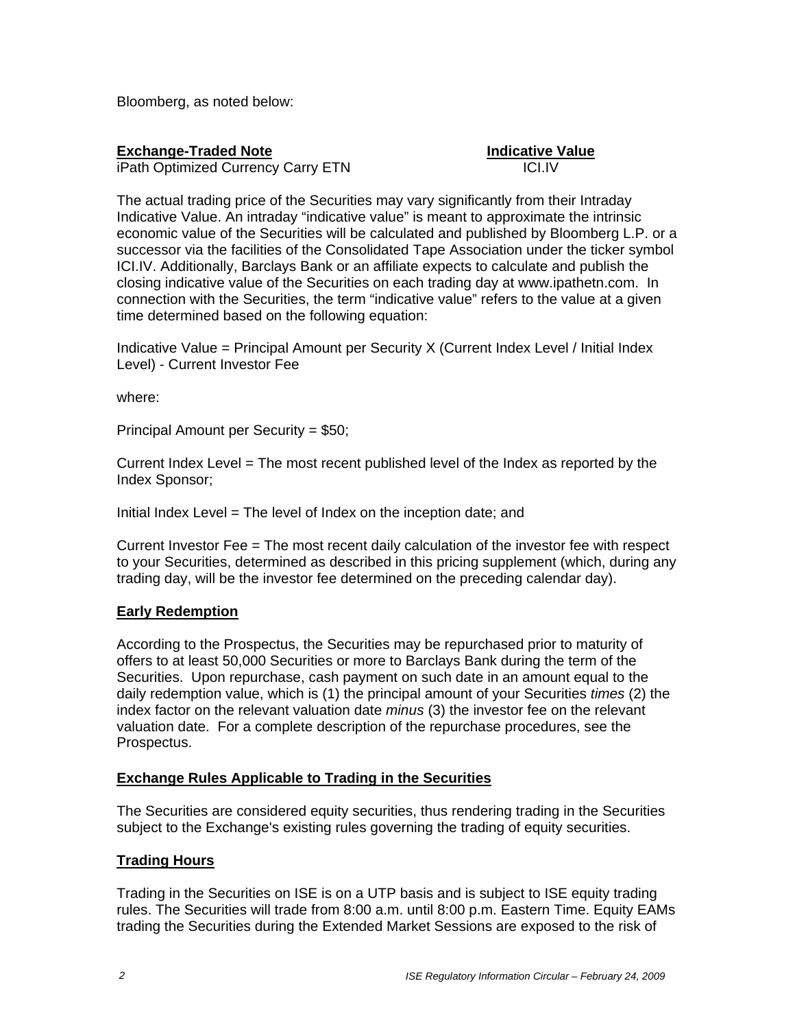Bloomberg, as noted below:

| **Exchange-Traded Note** | **Indicative Value** |
| --- | --- |
| iPath Optimized Currency Carry ETN | ICI.IV |

The actual trading price of the Securities may vary significantly from their Intraday Indicative Value. An intraday "indicative value" is meant to approximate the intrinsic economic value of the Securities will be calculated and published by Bloomberg L.P. or a successor via the facilities of the Consolidated Tape Association under the ticker symbol ICI.IV. Additionally, Barclays Bank or an affiliate expects to calculate and publish the closing indicative value of the Securities on each trading day at www.ipathetn.com. In connection with the Securities, the term "indicative value" refers to the value at a given time determined based on the following equation:

Indicative Value = Principal Amount per Security X (Current Index Level / Initial Index Level) - Current Investor Fee

where:

Principal Amount per Security = $50;

Current Index Level = The most recent published level of the Index as reported by the Index Sponsor;

Initial Index Level = The level of Index on the inception date; and

Current Investor Fee = The most recent daily calculation of the investor fee with respect to your Securities, determined as described in this pricing supplement (which, during any trading day, will be the investor fee determined on the preceding calendar day).

## Early Redemption

According to the Prospectus, the Securities may be repurchased prior to maturity of offers to at least 50,000 Securities or more to Barclays Bank during the term of the Securities. Upon repurchase, cash payment on such date in an amount equal to the daily redemption value, which is (1) the principal amount of your Securities *times* (2) the index factor on the relevant valuation date *minus* (3) the investor fee on the relevant valuation date. For a complete description of the repurchase procedures, see the Prospectus.

## Exchange Rules Applicable to Trading in the Securities

The Securities are considered equity securities, thus rendering trading in the Securities subject to the Exchange's existing rules governing the trading of equity securities.

## Trading Hours

Trading in the Securities on ISE is on a UTP basis and is subject to ISE equity trading rules. The Securities will trade from 8:00 a.m. until 8:00 p.m. Eastern Time. Equity EAMs trading the Securities during the Extended Market Sessions are exposed to the risk of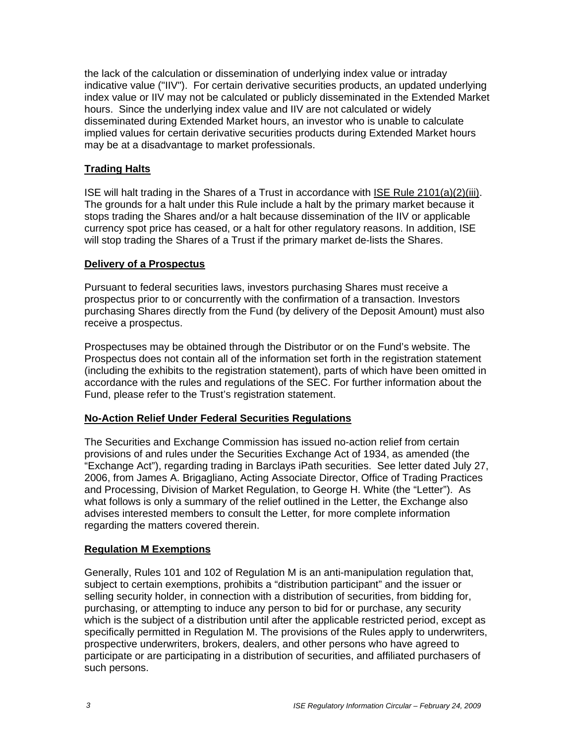the lack of the calculation or dissemination of underlying index value or intraday indicative value ("IIV"). For certain derivative securities products, an updated underlying index value or IIV may not be calculated or publicly disseminated in the Extended Market hours. Since the underlying index value and IIV are not calculated or widely disseminated during Extended Market hours, an investor who is unable to calculate implied values for certain derivative securities products during Extended Market hours may be at a disadvantage to market professionals.

## Trading Halts

ISE will halt trading in the Shares of a Trust in accordance with ISE Rule 2101(a)(2)(iii). The grounds for a halt under this Rule include a halt by the primary market because it stops trading the Shares and/or a halt because dissemination of the IIV or applicable currency spot price has ceased, or a halt for other regulatory reasons. In addition, ISE will stop trading the Shares of a Trust if the primary market de-lists the Shares.

## Delivery of a Prospectus

Pursuant to federal securities laws, investors purchasing Shares must receive a prospectus prior to or concurrently with the confirmation of a transaction. Investors purchasing Shares directly from the Fund (by delivery of the Deposit Amount) must also receive a prospectus.

Prospectuses may be obtained through the Distributor or on the Fund's website. The Prospectus does not contain all of the information set forth in the registration statement (including the exhibits to the registration statement), parts of which have been omitted in accordance with the rules and regulations of the SEC. For further information about the Fund, please refer to the Trust's registration statement.

## No-Action Relief Under Federal Securities Regulations

The Securities and Exchange Commission has issued no-action relief from certain provisions of and rules under the Securities Exchange Act of 1934, as amended (the "Exchange Act"), regarding trading in Barclays iPath securities. See letter dated July 27, 2006, from James A. Brigagliano, Acting Associate Director, Office of Trading Practices and Processing, Division of Market Regulation, to George H. White (the "Letter"). As what follows is only a summary of the relief outlined in the Letter, the Exchange also advises interested members to consult the Letter, for more complete information regarding the matters covered therein.

## Regulation M Exemptions

Generally, Rules 101 and 102 of Regulation M is an anti-manipulation regulation that, subject to certain exemptions, prohibits a "distribution participant" and the issuer or selling security holder, in connection with a distribution of securities, from bidding for, purchasing, or attempting to induce any person to bid for or purchase, any security which is the subject of a distribution until after the applicable restricted period, except as specifically permitted in Regulation M. The provisions of the Rules apply to underwriters, prospective underwriters, brokers, dealers, and other persons who have agreed to participate or are participating in a distribution of securities, and affiliated purchasers of such persons.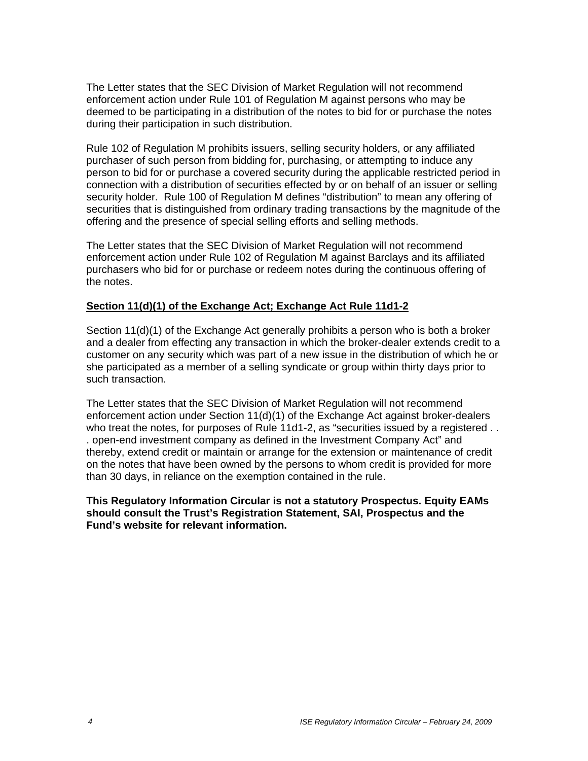The Letter states that the SEC Division of Market Regulation will not recommend enforcement action under Rule 101 of Regulation M against persons who may be deemed to be participating in a distribution of the notes to bid for or purchase the notes during their participation in such distribution.

Rule 102 of Regulation M prohibits issuers, selling security holders, or any affiliated purchaser of such person from bidding for, purchasing, or attempting to induce any person to bid for or purchase a covered security during the applicable restricted period in connection with a distribution of securities effected by or on behalf of an issuer or selling security holder. Rule 100 of Regulation M defines "distribution" to mean any offering of securities that is distinguished from ordinary trading transactions by the magnitude of the offering and the presence of special selling efforts and selling methods.

The Letter states that the SEC Division of Market Regulation will not recommend enforcement action under Rule 102 of Regulation M against Barclays and its affiliated purchasers who bid for or purchase or redeem notes during the continuous offering of the notes.

**Section 11(d)(1) of the Exchange Act; Exchange Act Rule 11d1-2**

Section 11(d)(1) of the Exchange Act generally prohibits a person who is both a broker and a dealer from effecting any transaction in which the broker-dealer extends credit to a customer on any security which was part of a new issue in the distribution of which he or she participated as a member of a selling syndicate or group within thirty days prior to such transaction.

The Letter states that the SEC Division of Market Regulation will not recommend enforcement action under Section 11(d)(1) of the Exchange Act against broker-dealers who treat the notes, for purposes of Rule 11d1-2, as "securities issued by a registered . . . open-end investment company as defined in the Investment Company Act" and thereby, extend credit or maintain or arrange for the extension or maintenance of credit on the notes that have been owned by the persons to whom credit is provided for more than 30 days, in reliance on the exemption contained in the rule.

**This Regulatory Information Circular is not a statutory Prospectus. Equity EAMs should consult the Trust's Registration Statement, SAI, Prospectus and the Fund's website for relevant information.**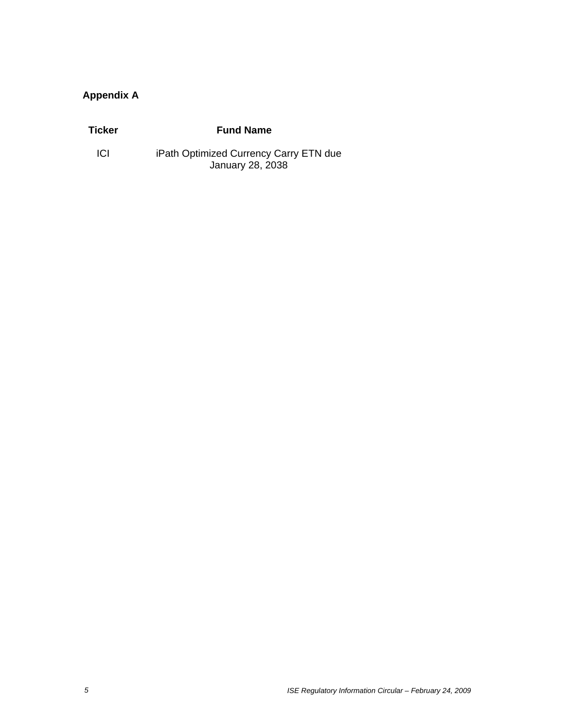**Appendix A**

| Ticker | Fund Name |
| --- | --- |
| ICI | iPath Optimized Currency Carry ETN due January 28, 2038 |